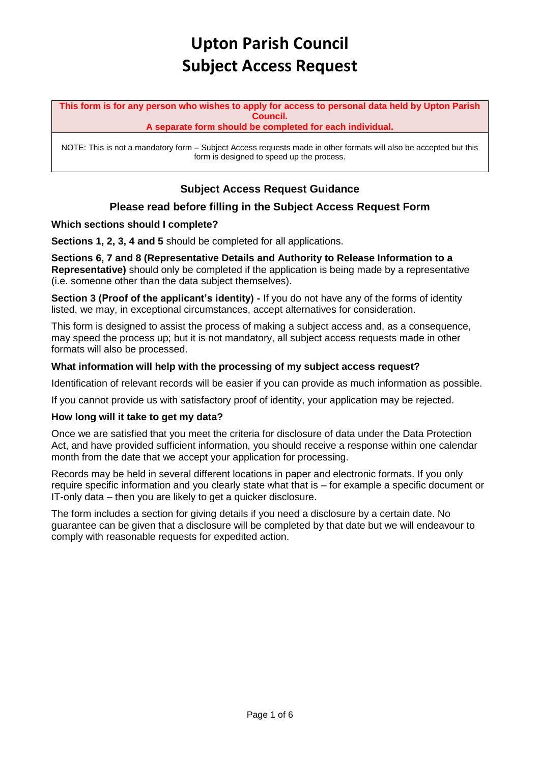# Upton Parish Council
# Subject Access Request

**This form is for any person who wishes to apply for access to personal data held by Upton Parish Council.**
**A separate form should be completed for each individual.**

NOTE: This is not a mandatory form – Subject Access requests made in other formats will also be accepted but this form is designed to speed up the process.

## Subject Access Request Guidance

## Please read before filling in the Subject Access Request Form

**Which sections should I complete?**

**Sections 1, 2, 3, 4 and 5** should be completed for all applications.

**Sections 6, 7 and 8 (Representative Details and Authority to Release Information to a Representative)** should only be completed if the application is being made by a representative (i.e. someone other than the data subject themselves).

**Section 3 (Proof of the applicant's identity) -** If you do not have any of the forms of identity listed, we may, in exceptional circumstances, accept alternatives for consideration.

This form is designed to assist the process of making a subject access and, as a consequence, may speed the process up; but it is not mandatory, all subject access requests made in other formats will also be processed.

**What information will help with the processing of my subject access request?**

Identification of relevant records will be easier if you can provide as much information as possible.

If you cannot provide us with satisfactory proof of identity, your application may be rejected.

**How long will it take to get my data?**

Once we are satisfied that you meet the criteria for disclosure of data under the Data Protection Act, and have provided sufficient information, you should receive a response within one calendar month from the date that we accept your application for processing.

Records may be held in several different locations in paper and electronic formats. If you only require specific information and you clearly state what that is – for example a specific document or IT-only data – then you are likely to get a quicker disclosure.

The form includes a section for giving details if you need a disclosure by a certain date. No guarantee can be given that a disclosure will be completed by that date but we will endeavour to comply with reasonable requests for expedited action.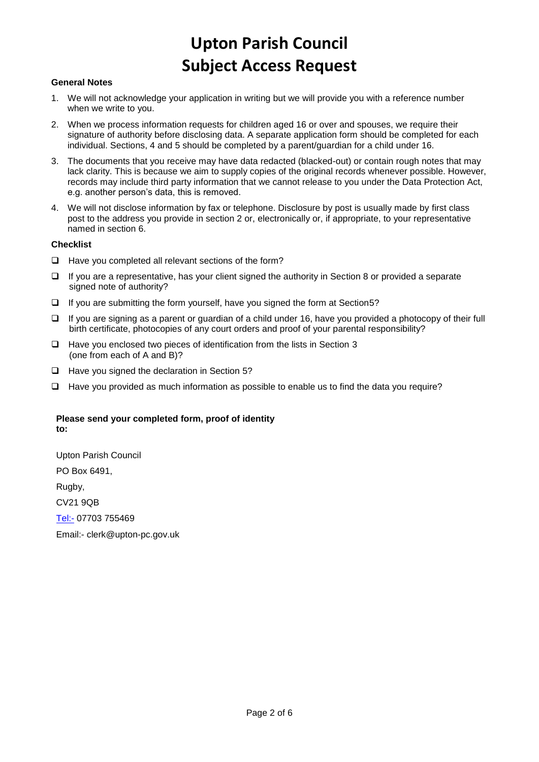# Upton Parish Council
# Subject Access Request

**General Notes**

1. We will not acknowledge your application in writing but we will provide you with a reference number when we write to you.
2. When we process information requests for children aged 16 or over and spouses, we require their signature of authority before disclosing data. A separate application form should be completed for each individual. Sections, 4 and 5 should be completed by a parent/guardian for a child under 16.
3. The documents that you receive may have data redacted (blacked-out) or contain rough notes that may lack clarity. This is because we aim to supply copies of the original records whenever possible. However, records may include third party information that we cannot release to you under the Data Protection Act, e.g. another person's data, this is removed.
4. We will not disclose information by fax or telephone. Disclosure by post is usually made by first class post to the address you provide in section 2 or, electronically or, if appropriate, to your representative named in section 6.

**Checklist**

- ❑ Have you completed all relevant sections of the form?
- ❑ If you are a representative, has your client signed the authority in Section 8 or provided a separate signed note of authority?
- ❑ If you are submitting the form yourself, have you signed the form at Section5?
- ❑ If you are signing as a parent or guardian of a child under 16, have you provided a photocopy of their full birth certificate, photocopies of any court orders and proof of your parental responsibility?
- ❑ Have you enclosed two pieces of identification from the lists in Section 3 (one from each of A and B)?
- ❑ Have you signed the declaration in Section 5?
- ❑ Have you provided as much information as possible to enable us to find the data you require?

**Please send your completed form, proof of identity to:**

Upton Parish Council

PO Box 6491,

Rugby,

CV21 9QB

Tel:- 07703 755469

Email:- clerk@upton-pc.gov.uk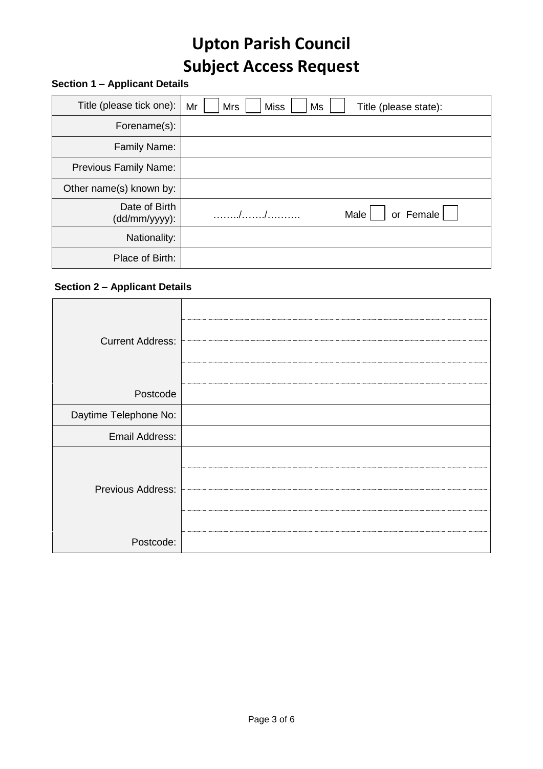# Upton Parish Council
# Subject Access Request

**Section 1 – Applicant Details**

| | |
|---|---|
| Title (please tick one): | Mr ☐ Mrs ☐ Miss ☐ Ms ☐ Title (please state): |
| Forename(s): | |
| Family Name: | |
| Previous Family Name: | |
| Other name(s) known by: | |
| Date of Birth (dd/mm/yyyy): | ……../……./………. Male ☐ or Female ☐ |
| Nationality: | |
| Place of Birth: | |

**Section 2 – Applicant Details**

| | |
|---|---|
| Current Address: | |
| | |
| | |
| | |
| Postcode | |
| Daytime Telephone No: | |
| Email Address: | |
| Previous Address: | |
| | |
| | |
| | |
| Postcode: | |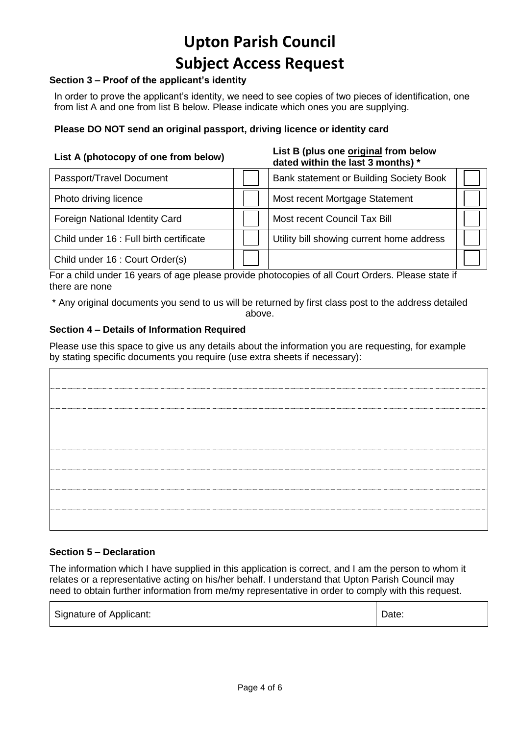# Upton Parish Council
# Subject Access Request

### Section 3 – Proof of the applicant's identity

In order to prove the applicant's identity, we need to see copies of two pieces of identification, one from list A and one from list B below. Please indicate which ones you are supplying.

**Please DO NOT send an original passport, driving licence or identity card**

| List A (photocopy of one from below) | | List B (plus one original from below dated within the last 3 months) * | |
|---|---|---|---|
| Passport/Travel Document | ☐ | Bank statement or Building Society Book | ☐ |
| Photo driving licence | ☐ | Most recent Mortgage Statement | ☐ |
| Foreign National Identity Card | ☐ | Most recent Council Tax Bill | ☐ |
| Child under 16 : Full birth certificate | ☐ | Utility bill showing current home address | ☐ |
| Child under 16 : Court Order(s) | ☐ | | ☐ |

For a child under 16 years of age please provide photocopies of all Court Orders. Please state if there are none

\* Any original documents you send to us will be returned by first class post to the address detailed above.

### Section 4 – Details of Information Required

Please use this space to give us any details about the information you are requesting, for example by stating specific documents you require (use extra sheets if necessary):

| |
|---|
| |
| |
| |
| |
| |
| |
| |

### Section 5 – Declaration

The information which I have supplied in this application is correct, and I am the person to whom it relates or a representative acting on his/her behalf. I understand that Upton Parish Council may need to obtain further information from me/my representative in order to comply with this request.

| Signature of Applicant: | Date: |
|---|---|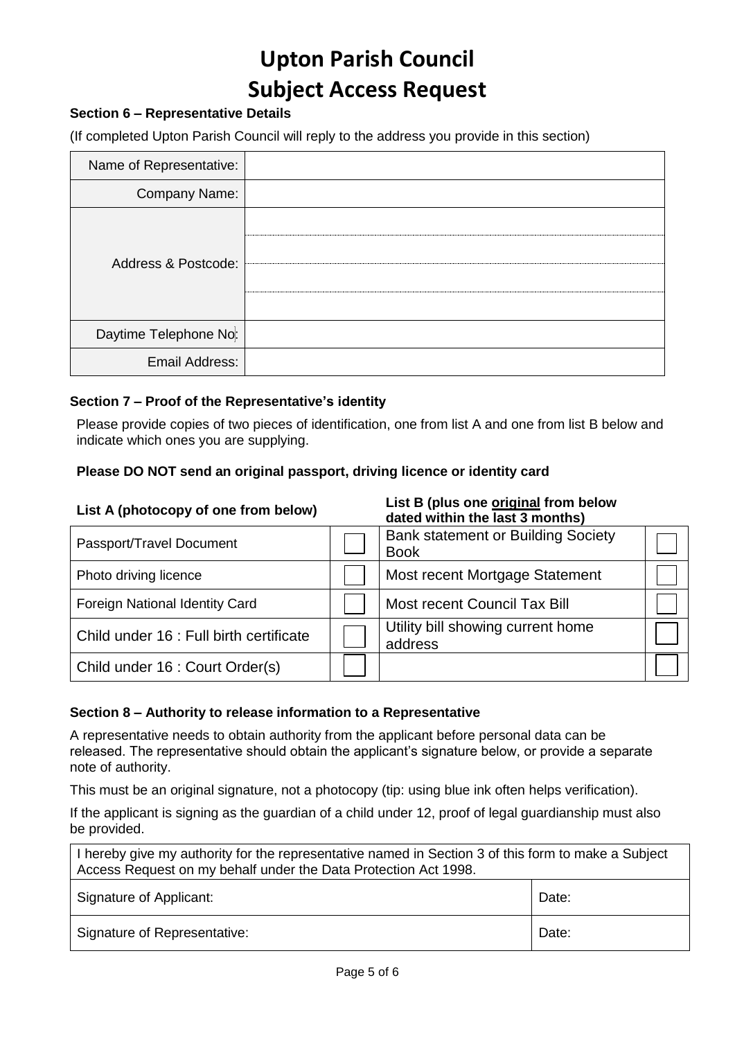# Upton Parish Council
# Subject Access Request

### Section 6 – Representative Details

(If completed Upton Parish Council will reply to the address you provide in this section)

| | |
|---|---|
| Name of Representative: | |
| Company Name: | |
| Address & Postcode: | |
| | |
| | |
| | |
| Daytime Telephone No: | |
| Email Address: | |

### Section 7 – Proof of the Representative's identity

Please provide copies of two pieces of identification, one from list A and one from list B below and indicate which ones you are supplying.

**Please DO NOT send an original passport, driving licence or identity card**

| **List A (photocopy of one from below)** | | **List B (plus one original from below dated within the last 3 months)** | |
|---|---|---|---|
| Passport/Travel Document | ☐ | Bank statement or Building Society Book | ☐ |
| Photo driving licence | ☐ | Most recent Mortgage Statement | ☐ |
| Foreign National Identity Card | ☐ | Most recent Council Tax Bill | ☐ |
| Child under 16 : Full birth certificate | ☐ | Utility bill showing current home address | ☐ |
| Child under 16 : Court Order(s) | ☐ | | ☐ |

### Section 8 – Authority to release information to a Representative

A representative needs to obtain authority from the applicant before personal data can be released. The representative should obtain the applicant's signature below, or provide a separate note of authority.

This must be an original signature, not a photocopy (tip: using blue ink often helps verification).

If the applicant is signing as the guardian of a child under 12, proof of legal guardianship must also be provided.

| I hereby give my authority for the representative named in Section 3 of this form to make a Subject Access Request on my behalf under the Data Protection Act 1998. | |
|---|---|
| Signature of Applicant: | Date: |
| Signature of Representative: | Date: |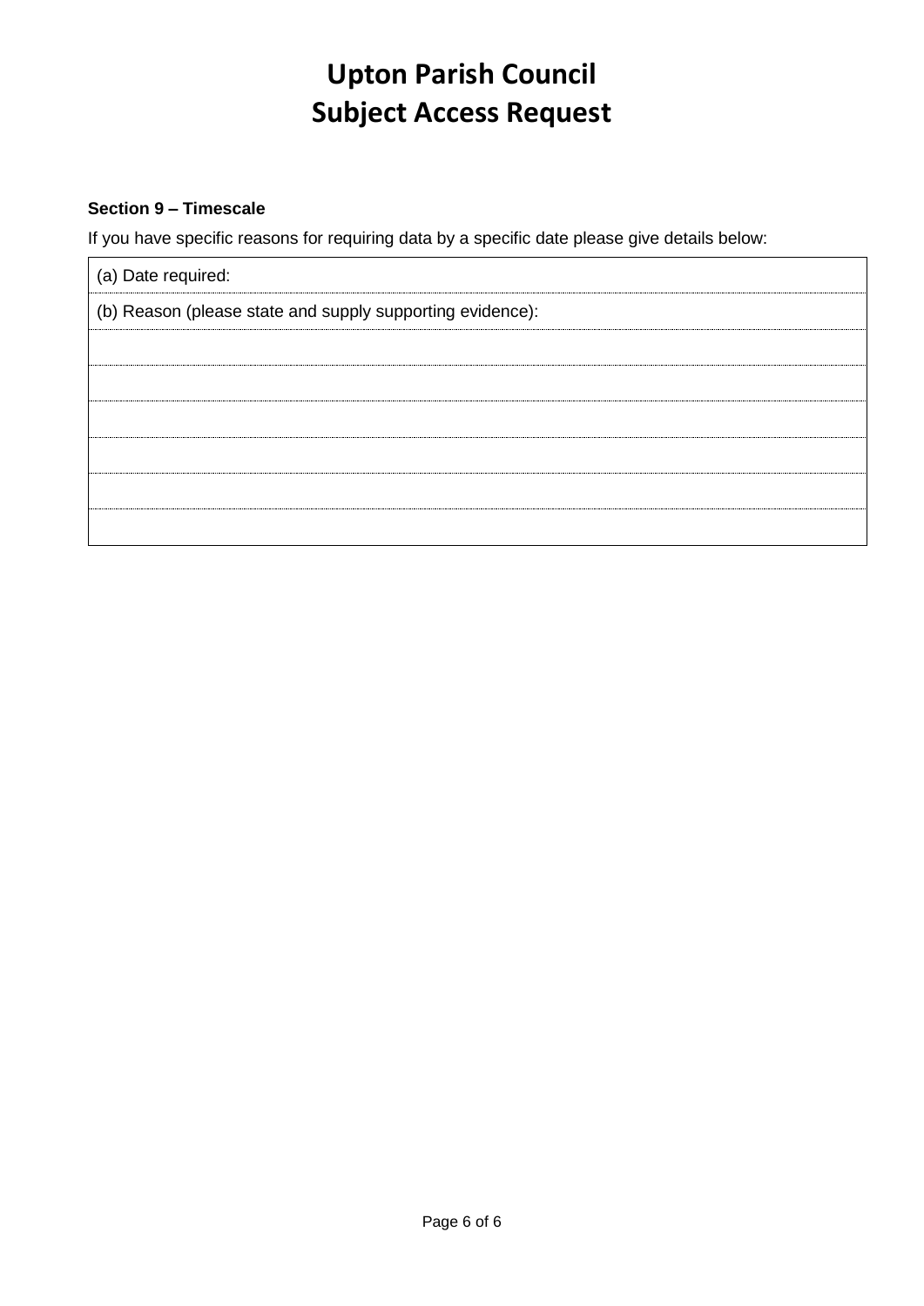# Upton Parish Council
# Subject Access Request

**Section 9 – Timescale**

If you have specific reasons for requiring data by a specific date please give details below:

| |
|---|
| (a) Date required: |
| (b) Reason (please state and supply supporting evidence): |
| |
| |
| |
| |
| |
| |